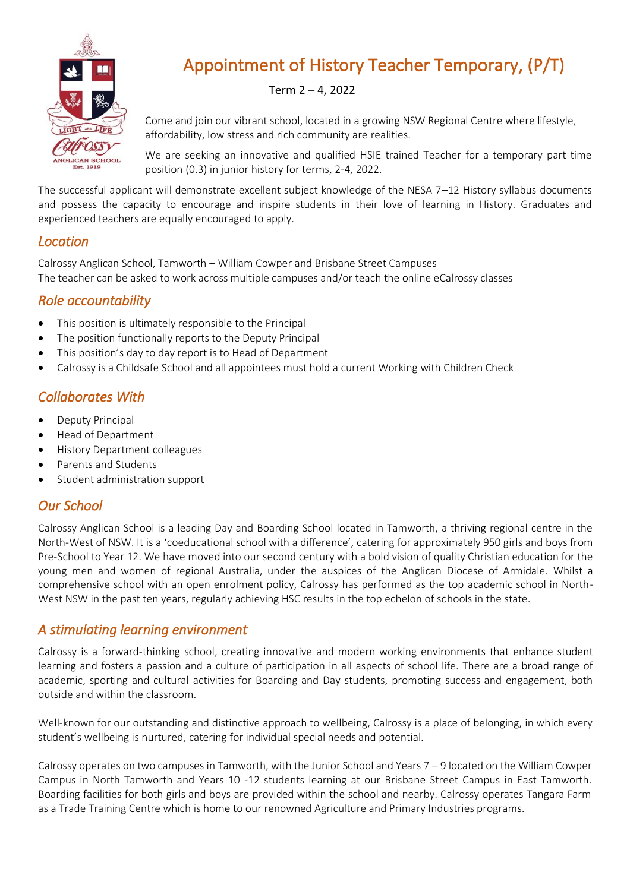# Appointment of History Teacher Temporary, (P/T)

Term 2 – 4, 2022

Come and join our vibrant school, located in a growing NSW Regional Centre where lifestyle, affordability, low stress and rich community are realities.

We are seeking an innovative and qualified HSIE trained Teacher for a temporary part time position (0.3) in junior history for terms, 2-4, 2022.

The successful applicant will demonstrate excellent subject knowledge of the NESA 7–12 History syllabus documents and possess the capacity to encourage and inspire students in their love of learning in History. Graduates and experienced teachers are equally encouraged to apply.

## *Location*

Calrossy Anglican School, Tamworth – William Cowper and Brisbane Street Campuses
The teacher can be asked to work across multiple campuses and/or teach the online eCalrossy classes

## *Role accountability*

- This position is ultimately responsible to the Principal
- The position functionally reports to the Deputy Principal
- This position's day to day report is to Head of Department
- Calrossy is a Childsafe School and all appointees must hold a current Working with Children Check

## *Collaborates With*

- Deputy Principal
- Head of Department
- History Department colleagues
- Parents and Students
- Student administration support

## *Our School*

Calrossy Anglican School is a leading Day and Boarding School located in Tamworth, a thriving regional centre in the North-West of NSW. It is a 'coeducational school with a difference', catering for approximately 950 girls and boys from Pre-School to Year 12. We have moved into our second century with a bold vision of quality Christian education for the young men and women of regional Australia, under the auspices of the Anglican Diocese of Armidale. Whilst a comprehensive school with an open enrolment policy, Calrossy has performed as the top academic school in North-West NSW in the past ten years, regularly achieving HSC results in the top echelon of schools in the state.

## *A stimulating learning environment*

Calrossy is a forward-thinking school, creating innovative and modern working environments that enhance student learning and fosters a passion and a culture of participation in all aspects of school life. There are a broad range of academic, sporting and cultural activities for Boarding and Day students, promoting success and engagement, both outside and within the classroom.

Well-known for our outstanding and distinctive approach to wellbeing, Calrossy is a place of belonging, in which every student's wellbeing is nurtured, catering for individual special needs and potential.

Calrossy operates on two campuses in Tamworth, with the Junior School and Years 7 – 9 located on the William Cowper Campus in North Tamworth and Years 10 -12 students learning at our Brisbane Street Campus in East Tamworth. Boarding facilities for both girls and boys are provided within the school and nearby. Calrossy operates Tangara Farm as a Trade Training Centre which is home to our renowned Agriculture and Primary Industries programs.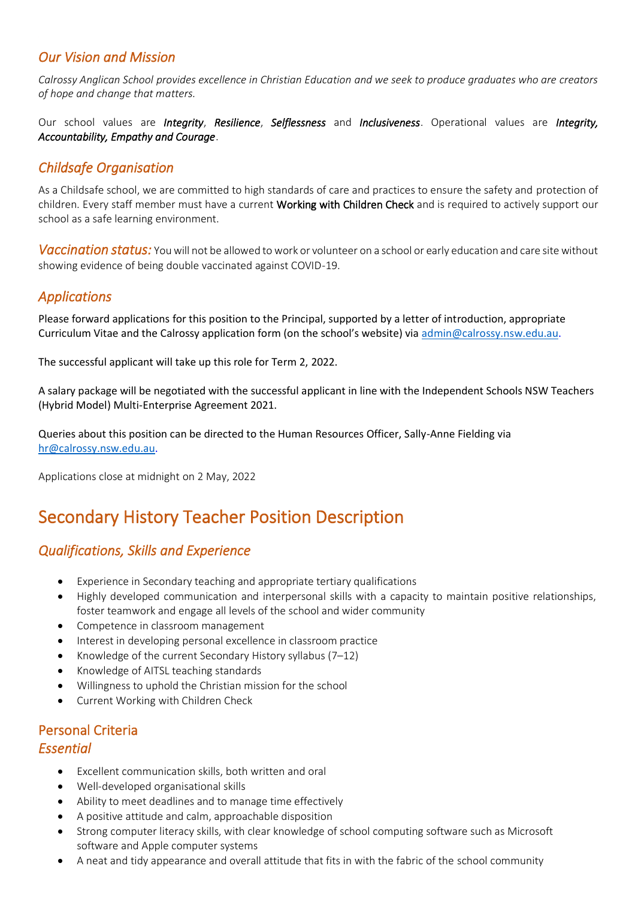## *Our Vision and Mission*

*Calrossy Anglican School provides excellence in Christian Education and we seek to produce graduates who are creators of hope and change that matters.*

Our school values are ***Integrity***, ***Resilience***, ***Selflessness*** and ***Inclusiveness***. Operational values are ***Integrity, Accountability, Empathy and Courage***.

## *Childsafe Organisation*

As a Childsafe school, we are committed to high standards of care and practices to ensure the safety and protection of children. Every staff member must have a current Working with Children Check and is required to actively support our school as a safe learning environment.

*Vaccination status:* You will not be allowed to work or volunteer on a school or early education and care site without showing evidence of being double vaccinated against COVID-19.

## *Applications*

Please forward applications for this position to the Principal, supported by a letter of introduction, appropriate Curriculum Vitae and the Calrossy application form (on the school's website) via admin@calrossy.nsw.edu.au.

The successful applicant will take up this role for Term 2, 2022.

A salary package will be negotiated with the successful applicant in line with the Independent Schools NSW Teachers (Hybrid Model) Multi-Enterprise Agreement 2021.

Queries about this position can be directed to the Human Resources Officer, Sally-Anne Fielding via hr@calrossy.nsw.edu.au.

Applications close at midnight on 2 May, 2022

# Secondary History Teacher Position Description

## *Qualifications, Skills and Experience*

- Experience in Secondary teaching and appropriate tertiary qualifications
- Highly developed communication and interpersonal skills with a capacity to maintain positive relationships, foster teamwork and engage all levels of the school and wider community
- Competence in classroom management
- Interest in developing personal excellence in classroom practice
- Knowledge of the current Secondary History syllabus (7–12)
- Knowledge of AITSL teaching standards
- Willingness to uphold the Christian mission for the school
- Current Working with Children Check

## Personal Criteria

### *Essential*

- Excellent communication skills, both written and oral
- Well-developed organisational skills
- Ability to meet deadlines and to manage time effectively
- A positive attitude and calm, approachable disposition
- Strong computer literacy skills, with clear knowledge of school computing software such as Microsoft software and Apple computer systems
- A neat and tidy appearance and overall attitude that fits in with the fabric of the school community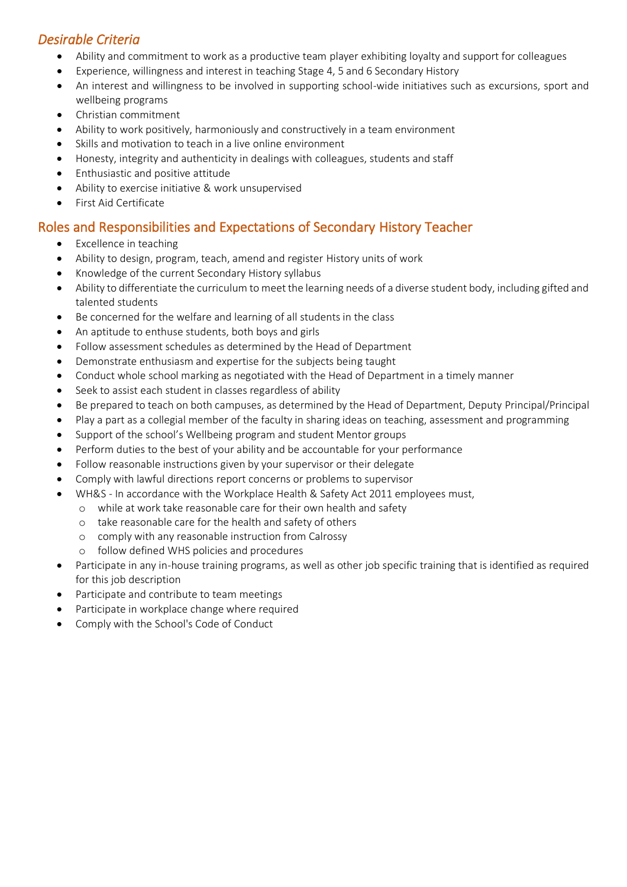## *Desirable Criteria*

- Ability and commitment to work as a productive team player exhibiting loyalty and support for colleagues
- Experience, willingness and interest in teaching Stage 4, 5 and 6 Secondary History
- An interest and willingness to be involved in supporting school-wide initiatives such as excursions, sport and wellbeing programs
- Christian commitment
- Ability to work positively, harmoniously and constructively in a team environment
- Skills and motivation to teach in a live online environment
- Honesty, integrity and authenticity in dealings with colleagues, students and staff
- Enthusiastic and positive attitude
- Ability to exercise initiative & work unsupervised
- First Aid Certificate

## Roles and Responsibilities and Expectations of Secondary History Teacher

- Excellence in teaching
- Ability to design, program, teach, amend and register History units of work
- Knowledge of the current Secondary History syllabus
- Ability to differentiate the curriculum to meet the learning needs of a diverse student body, including gifted and talented students
- Be concerned for the welfare and learning of all students in the class
- An aptitude to enthuse students, both boys and girls
- Follow assessment schedules as determined by the Head of Department
- Demonstrate enthusiasm and expertise for the subjects being taught
- Conduct whole school marking as negotiated with the Head of Department in a timely manner
- Seek to assist each student in classes regardless of ability
- Be prepared to teach on both campuses, as determined by the Head of Department, Deputy Principal/Principal
- Play a part as a collegial member of the faculty in sharing ideas on teaching, assessment and programming
- Support of the school's Wellbeing program and student Mentor groups
- Perform duties to the best of your ability and be accountable for your performance
- Follow reasonable instructions given by your supervisor or their delegate
- Comply with lawful directions report concerns or problems to supervisor
- WH&S - In accordance with the Workplace Health & Safety Act 2011 employees must,
  - while at work take reasonable care for their own health and safety
  - take reasonable care for the health and safety of others
  - comply with any reasonable instruction from Calrossy
  - follow defined WHS policies and procedures
- Participate in any in-house training programs, as well as other job specific training that is identified as required for this job description
- Participate and contribute to team meetings
- Participate in workplace change where required
- Comply with the School's Code of Conduct